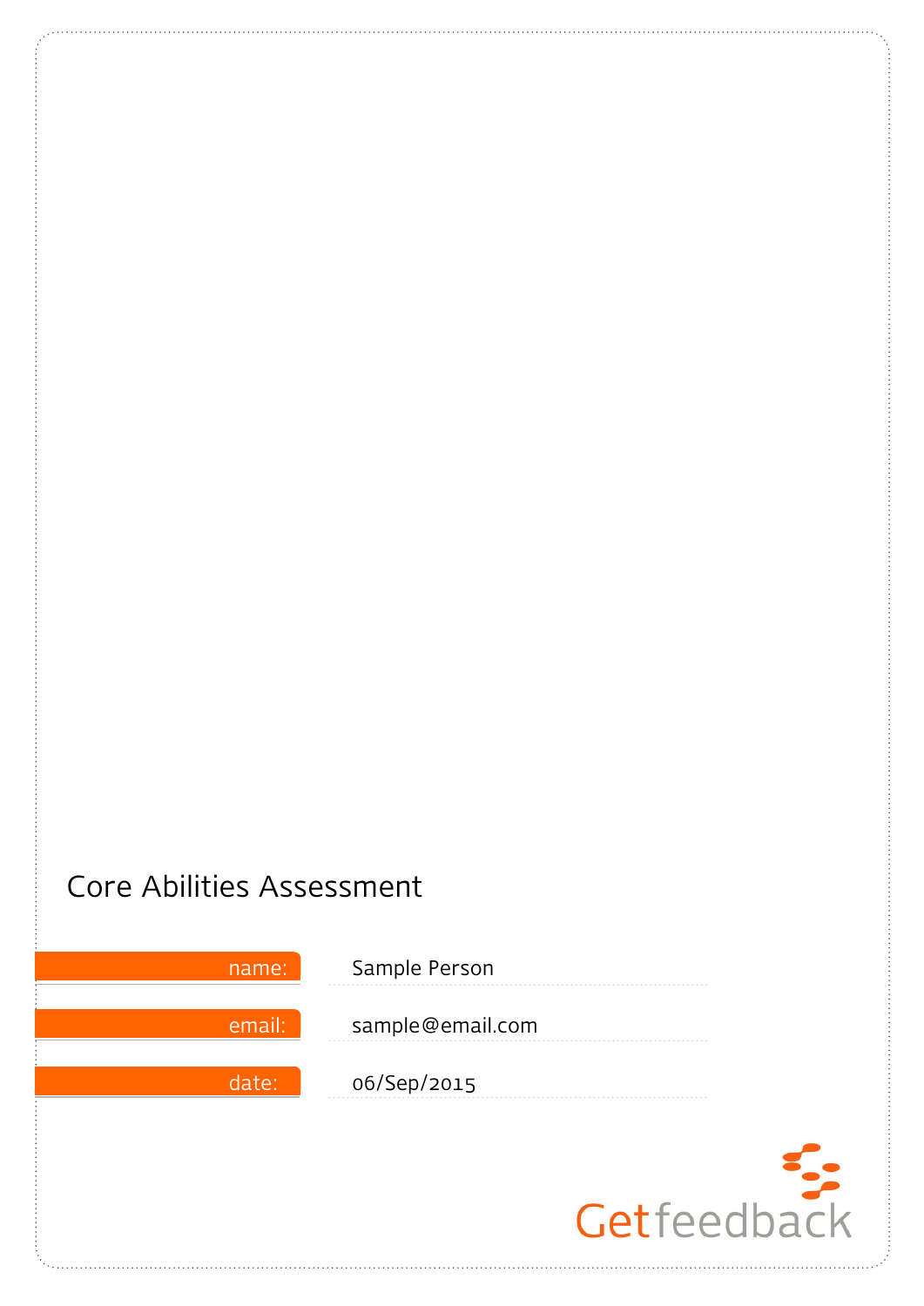# Core Abilities Assessment

name: Sample Person

email: sample@email.com

date: 06/Sep/2015

Getfeedback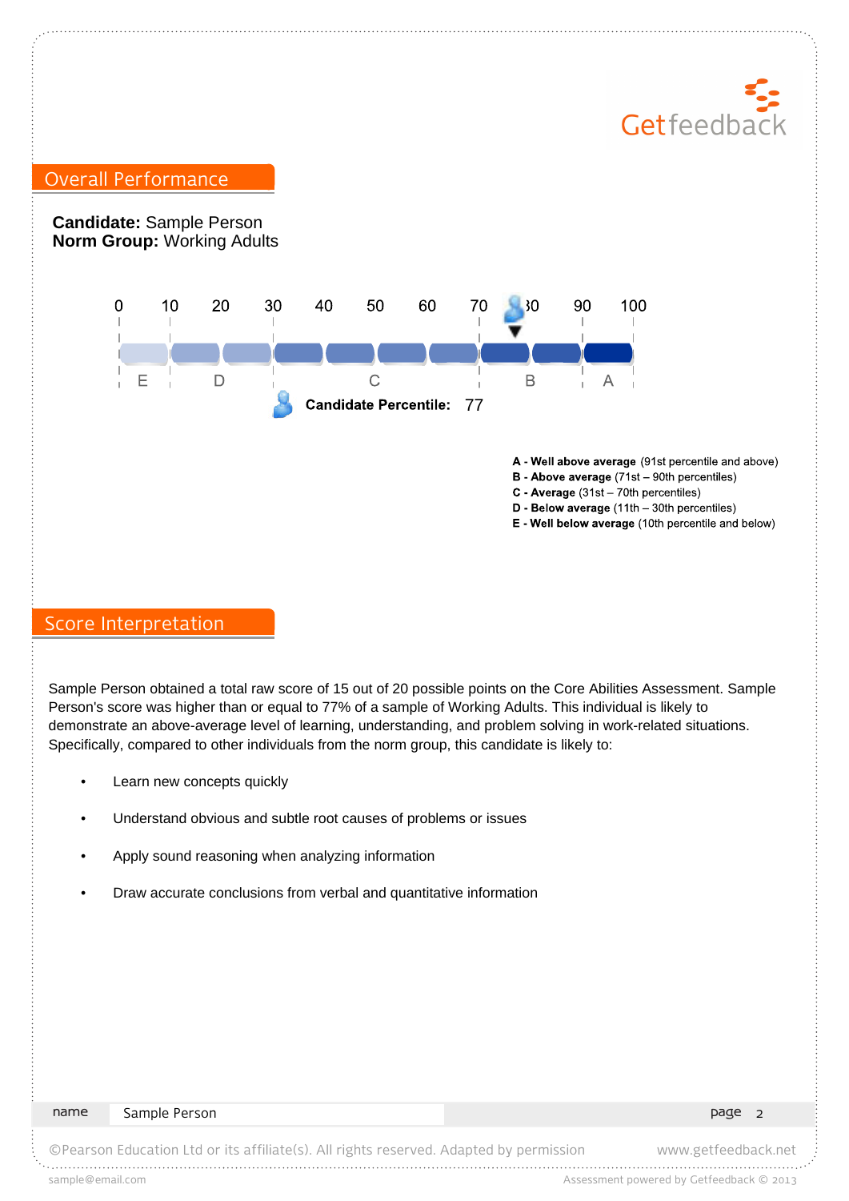## Overall Performance

**Candidate:** Sample Person
**Norm Group:** Working Adults

**Candidate Percentile:** 77

**A - Well above average** (91st percentile and above)
**B - Above average** (71st – 90th percentiles)
**C - Average** (31st – 70th percentiles)
**D - Below average** (11th – 30th percentiles)
**E - Well below average** (10th percentile and below)

## Score Interpretation

Sample Person obtained a total raw score of 15 out of 20 possible points on the Core Abilities Assessment. Sample Person's score was higher than or equal to 77% of a sample of Working Adults. This individual is likely to demonstrate an above-average level of learning, understanding, and problem solving in work-related situations. Specifically, compared to other individuals from the norm group, this candidate is likely to:

- Learn new concepts quickly
- Understand obvious and subtle root causes of problems or issues
- Apply sound reasoning when analyzing information
- Draw accurate conclusions from verbal and quantitative information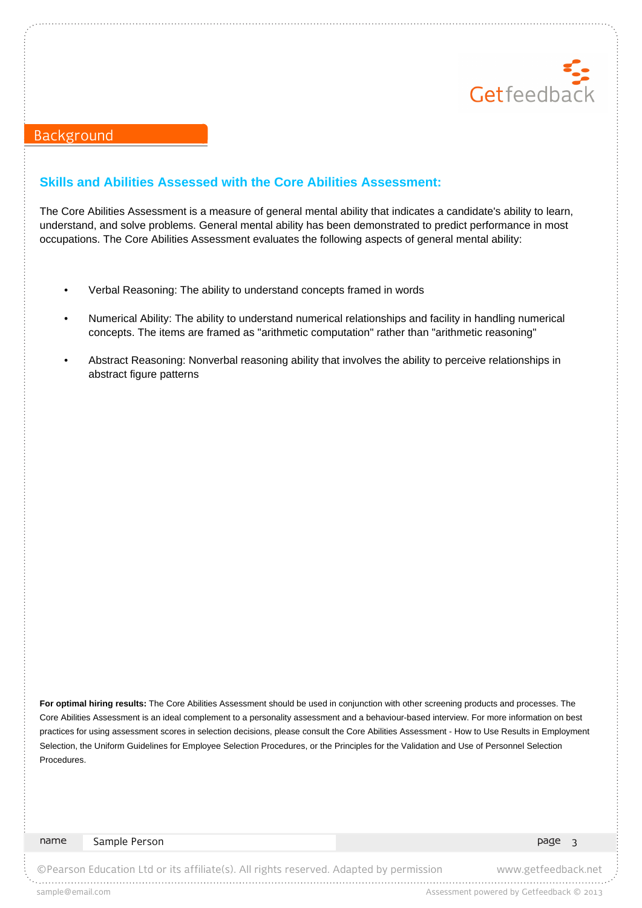## Background

### Skills and Abilities Assessed with the Core Abilities Assessment:

The Core Abilities Assessment is a measure of general mental ability that indicates a candidate's ability to learn, understand, and solve problems. General mental ability has been demonstrated to predict performance in most occupations. The Core Abilities Assessment evaluates the following aspects of general mental ability:

- Verbal Reasoning: The ability to understand concepts framed in words
- Numerical Ability: The ability to understand numerical relationships and facility in handling numerical concepts. The items are framed as "arithmetic computation" rather than "arithmetic reasoning"
- Abstract Reasoning: Nonverbal reasoning ability that involves the ability to perceive relationships in abstract figure patterns

**For optimal hiring results:** The Core Abilities Assessment should be used in conjunction with other screening products and processes. The Core Abilities Assessment is an ideal complement to a personality assessment and a behaviour-based interview. For more information on best practices for using assessment scores in selection decisions, please consult the Core Abilities Assessment - How to Use Results in Employment Selection, the Uniform Guidelines for Employee Selection Procedures, or the Principles for the Validation and Use of Personnel Selection Procedures.